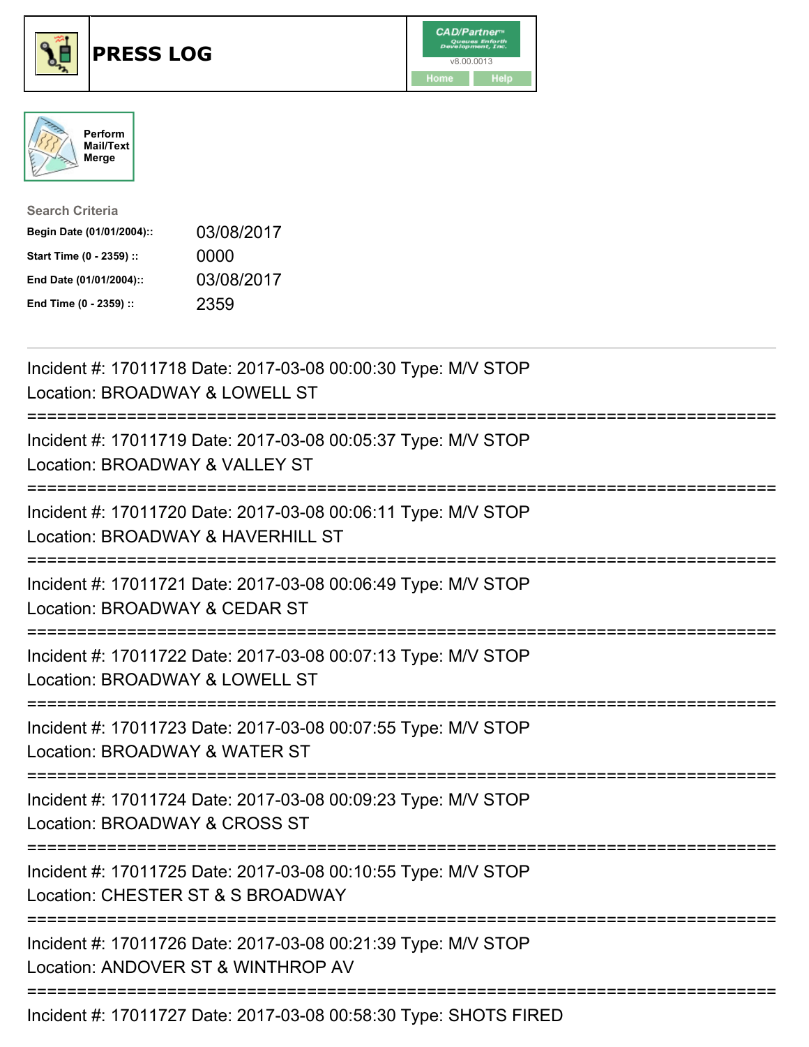# PRESS LOG

Perform Mail/Text Merge

**Search Criteria**

| | |
|---|---|
| **Begin Date (01/01/2004)::** | 03/08/2017 |
| **Start Time (0 - 2359) ::** | 0000 |
| **End Date (01/01/2004)::** | 03/08/2017 |
| **End Time (0 - 2359) ::** | 2359 |

Incident #: 17011718 Date: 2017-03-08 00:00:30 Type: M/V STOP
Location: BROADWAY & LOWELL ST

===========================================================================

Incident #: 17011719 Date: 2017-03-08 00:05:37 Type: M/V STOP
Location: BROADWAY & VALLEY ST

===========================================================================

Incident #: 17011720 Date: 2017-03-08 00:06:11 Type: M/V STOP
Location: BROADWAY & HAVERHILL ST

===========================================================================

Incident #: 17011721 Date: 2017-03-08 00:06:49 Type: M/V STOP
Location: BROADWAY & CEDAR ST

===========================================================================

Incident #: 17011722 Date: 2017-03-08 00:07:13 Type: M/V STOP
Location: BROADWAY & LOWELL ST

===========================================================================

Incident #: 17011723 Date: 2017-03-08 00:07:55 Type: M/V STOP
Location: BROADWAY & WATER ST

===========================================================================

Incident #: 17011724 Date: 2017-03-08 00:09:23 Type: M/V STOP
Location: BROADWAY & CROSS ST

===========================================================================

Incident #: 17011725 Date: 2017-03-08 00:10:55 Type: M/V STOP
Location: CHESTER ST & S BROADWAY

===========================================================================

Incident #: 17011726 Date: 2017-03-08 00:21:39 Type: M/V STOP
Location: ANDOVER ST & WINTHROP AV

===========================================================================

Incident #: 17011727 Date: 2017-03-08 00:58:30 Type: SHOTS FIRED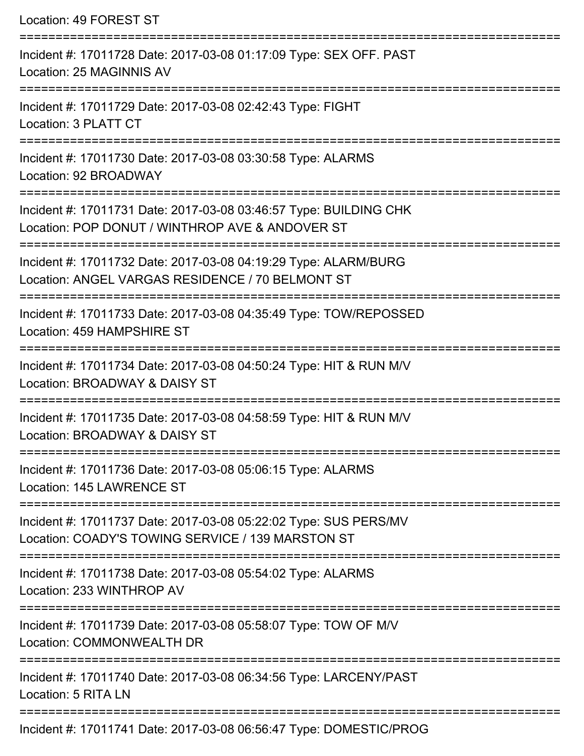Location: 49 FOREST ST

===========================================================================

Incident #: 17011728 Date: 2017-03-08 01:17:09 Type: SEX OFF. PAST

Location: 25 MAGINNIS AV

===========================================================================

Incident #: 17011729 Date: 2017-03-08 02:42:43 Type: FIGHT

Location: 3 PLATT CT

===========================================================================

Incident #: 17011730 Date: 2017-03-08 03:30:58 Type: ALARMS

Location: 92 BROADWAY

===========================================================================

Incident #: 17011731 Date: 2017-03-08 03:46:57 Type: BUILDING CHK

Location: POP DONUT / WINTHROP AVE & ANDOVER ST

===========================================================================

Incident #: 17011732 Date: 2017-03-08 04:19:29 Type: ALARM/BURG

Location: ANGEL VARGAS RESIDENCE / 70 BELMONT ST

===========================================================================

Incident #: 17011733 Date: 2017-03-08 04:35:49 Type: TOW/REPOSSED

Location: 459 HAMPSHIRE ST

===========================================================================

Incident #: 17011734 Date: 2017-03-08 04:50:24 Type: HIT & RUN M/V

Location: BROADWAY & DAISY ST

===========================================================================

Incident #: 17011735 Date: 2017-03-08 04:58:59 Type: HIT & RUN M/V

Location: BROADWAY & DAISY ST

===========================================================================

Incident #: 17011736 Date: 2017-03-08 05:06:15 Type: ALARMS

Location: 145 LAWRENCE ST

===========================================================================

Incident #: 17011737 Date: 2017-03-08 05:22:02 Type: SUS PERS/MV

Location: COADY'S TOWING SERVICE / 139 MARSTON ST

===========================================================================

Incident #: 17011738 Date: 2017-03-08 05:54:02 Type: ALARMS

Location: 233 WINTHROP AV

===========================================================================

Incident #: 17011739 Date: 2017-03-08 05:58:07 Type: TOW OF M/V

Location: COMMONWEALTH DR

===========================================================================

Incident #: 17011740 Date: 2017-03-08 06:34:56 Type: LARCENY/PAST

Location: 5 RITA LN

===========================================================================

Incident #: 17011741 Date: 2017-03-08 06:56:47 Type: DOMESTIC/PROG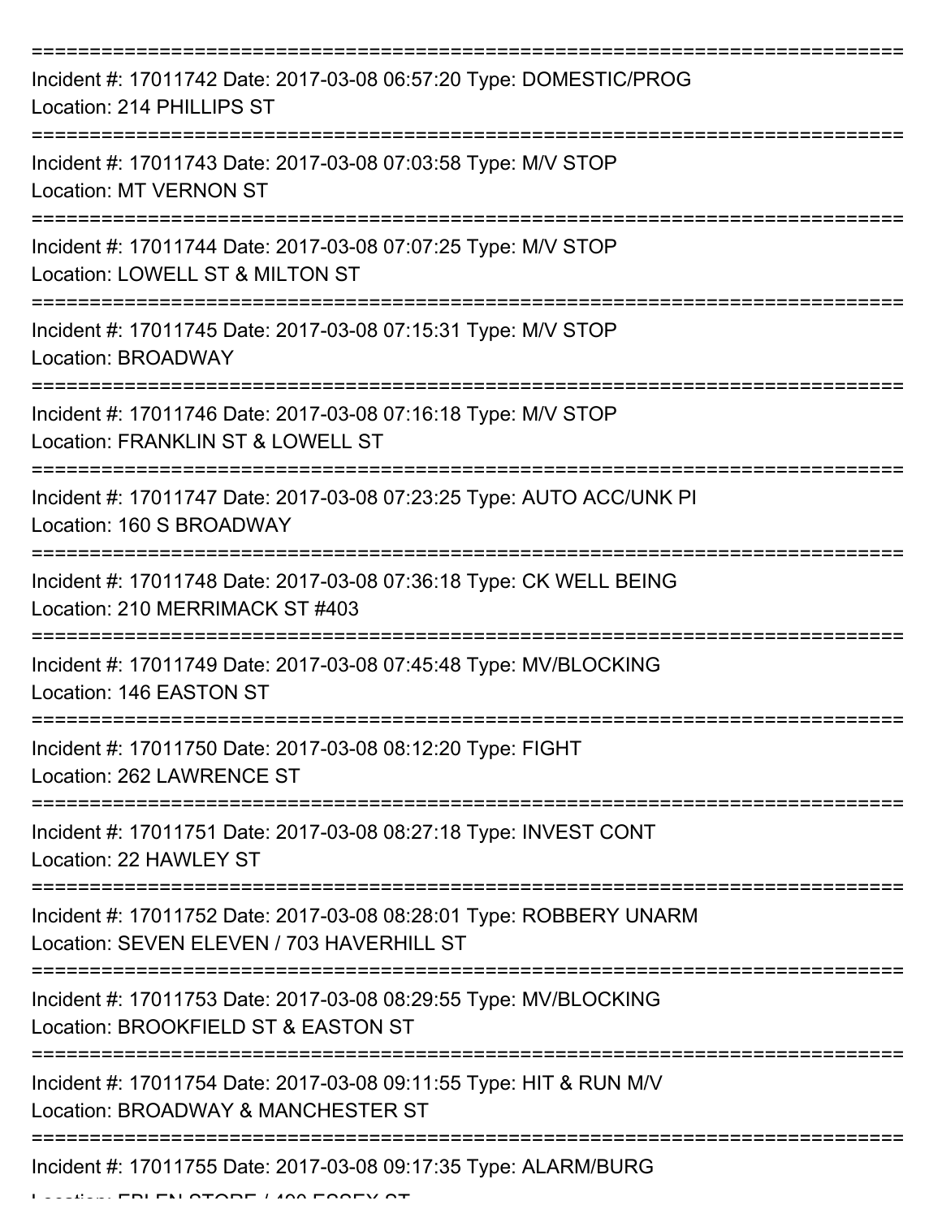===========================================================================

Incident #: 17011742 Date: 2017-03-08 06:57:20 Type: DOMESTIC/PROG

Location: 214 PHILLIPS ST

===========================================================================

Incident #: 17011743 Date: 2017-03-08 07:03:58 Type: M/V STOP

Location: MT VERNON ST

===========================================================================

Incident #: 17011744 Date: 2017-03-08 07:07:25 Type: M/V STOP

Location: LOWELL ST & MILTON ST

===========================================================================

Incident #: 17011745 Date: 2017-03-08 07:15:31 Type: M/V STOP

Location: BROADWAY

===========================================================================

Incident #: 17011746 Date: 2017-03-08 07:16:18 Type: M/V STOP

Location: FRANKLIN ST & LOWELL ST

===========================================================================

Incident #: 17011747 Date: 2017-03-08 07:23:25 Type: AUTO ACC/UNK PI

Location: 160 S BROADWAY

===========================================================================

Incident #: 17011748 Date: 2017-03-08 07:36:18 Type: CK WELL BEING

Location: 210 MERRIMACK ST #403

===========================================================================

Incident #: 17011749 Date: 2017-03-08 07:45:48 Type: MV/BLOCKING

Location: 146 EASTON ST

===========================================================================

Incident #: 17011750 Date: 2017-03-08 08:12:20 Type: FIGHT

Location: 262 LAWRENCE ST

===========================================================================

Incident #: 17011751 Date: 2017-03-08 08:27:18 Type: INVEST CONT

Location: 22 HAWLEY ST

===========================================================================

Incident #: 17011752 Date: 2017-03-08 08:28:01 Type: ROBBERY UNARM

Location: SEVEN ELEVEN / 703 HAVERHILL ST

===========================================================================

Incident #: 17011753 Date: 2017-03-08 08:29:55 Type: MV/BLOCKING

Location: BROOKFIELD ST & EASTON ST

===========================================================================

Incident #: 17011754 Date: 2017-03-08 09:11:55 Type: HIT & RUN M/V

Location: BROADWAY & MANCHESTER ST

===========================================================================

Incident #: 17011755 Date: 2017-03-08 09:17:35 Type: ALARM/BURG

Location: EBLEN STORE / 490 ESSEX ST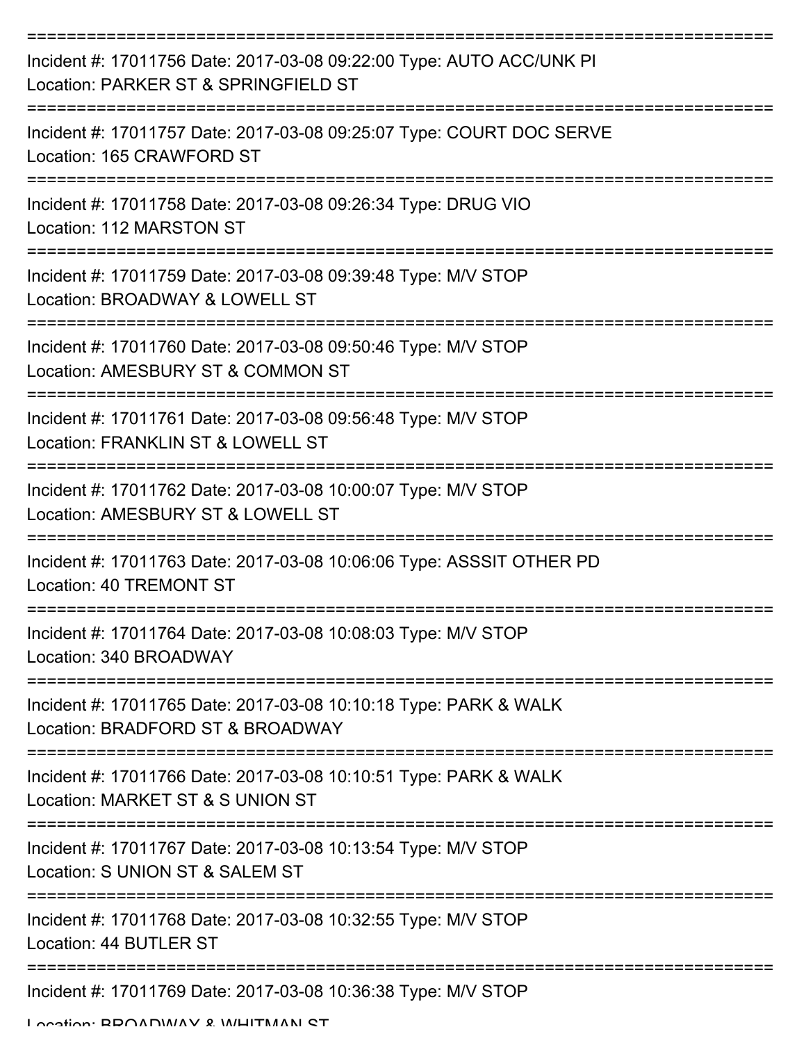===========================================================================

Incident #: 17011756 Date: 2017-03-08 09:22:00 Type: AUTO ACC/UNK PI
Location: PARKER ST & SPRINGFIELD ST

===========================================================================

Incident #: 17011757 Date: 2017-03-08 09:25:07 Type: COURT DOC SERVE
Location: 165 CRAWFORD ST

===========================================================================

Incident #: 17011758 Date: 2017-03-08 09:26:34 Type: DRUG VIO
Location: 112 MARSTON ST

===========================================================================

Incident #: 17011759 Date: 2017-03-08 09:39:48 Type: M/V STOP
Location: BROADWAY & LOWELL ST

===========================================================================

Incident #: 17011760 Date: 2017-03-08 09:50:46 Type: M/V STOP
Location: AMESBURY ST & COMMON ST

===========================================================================

Incident #: 17011761 Date: 2017-03-08 09:56:48 Type: M/V STOP
Location: FRANKLIN ST & LOWELL ST

===========================================================================

Incident #: 17011762 Date: 2017-03-08 10:00:07 Type: M/V STOP
Location: AMESBURY ST & LOWELL ST

===========================================================================

Incident #: 17011763 Date: 2017-03-08 10:06:06 Type: ASSSIT OTHER PD
Location: 40 TREMONT ST

===========================================================================

Incident #: 17011764 Date: 2017-03-08 10:08:03 Type: M/V STOP
Location: 340 BROADWAY

===========================================================================

Incident #: 17011765 Date: 2017-03-08 10:10:18 Type: PARK & WALK
Location: BRADFORD ST & BROADWAY

===========================================================================

Incident #: 17011766 Date: 2017-03-08 10:10:51 Type: PARK & WALK
Location: MARKET ST & S UNION ST

===========================================================================

Incident #: 17011767 Date: 2017-03-08 10:13:54 Type: M/V STOP
Location: S UNION ST & SALEM ST

===========================================================================

Incident #: 17011768 Date: 2017-03-08 10:32:55 Type: M/V STOP
Location: 44 BUTLER ST

===========================================================================

Incident #: 17011769 Date: 2017-03-08 10:36:38 Type: M/V STOP
Location: BROADWAY & WHITMAN ST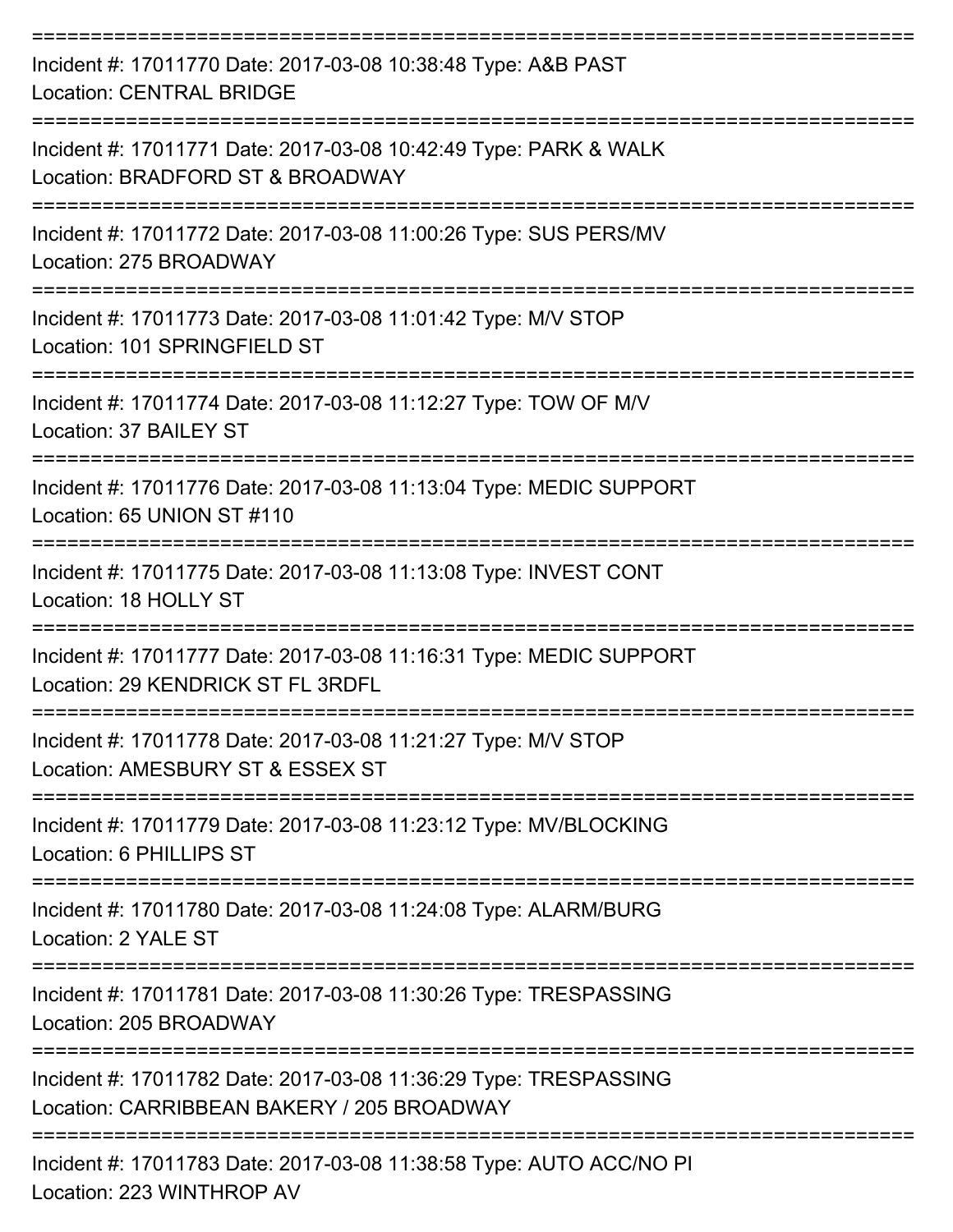===========================================================================

Incident #: 17011770 Date: 2017-03-08 10:38:48 Type: A&B PAST

Location: CENTRAL BRIDGE

===========================================================================

Incident #: 17011771 Date: 2017-03-08 10:42:49 Type: PARK & WALK

Location: BRADFORD ST & BROADWAY

===========================================================================

Incident #: 17011772 Date: 2017-03-08 11:00:26 Type: SUS PERS/MV

Location: 275 BROADWAY

===========================================================================

Incident #: 17011773 Date: 2017-03-08 11:01:42 Type: M/V STOP

Location: 101 SPRINGFIELD ST

===========================================================================

Incident #: 17011774 Date: 2017-03-08 11:12:27 Type: TOW OF M/V

Location: 37 BAILEY ST

===========================================================================

Incident #: 17011776 Date: 2017-03-08 11:13:04 Type: MEDIC SUPPORT

Location: 65 UNION ST #110

===========================================================================

Incident #: 17011775 Date: 2017-03-08 11:13:08 Type: INVEST CONT

Location: 18 HOLLY ST

===========================================================================

Incident #: 17011777 Date: 2017-03-08 11:16:31 Type: MEDIC SUPPORT

Location: 29 KENDRICK ST FL 3RDFL

===========================================================================

Incident #: 17011778 Date: 2017-03-08 11:21:27 Type: M/V STOP

Location: AMESBURY ST & ESSEX ST

===========================================================================

Incident #: 17011779 Date: 2017-03-08 11:23:12 Type: MV/BLOCKING

Location: 6 PHILLIPS ST

===========================================================================

Incident #: 17011780 Date: 2017-03-08 11:24:08 Type: ALARM/BURG

Location: 2 YALE ST

===========================================================================

Incident #: 17011781 Date: 2017-03-08 11:30:26 Type: TRESPASSING

Location: 205 BROADWAY

===========================================================================

Incident #: 17011782 Date: 2017-03-08 11:36:29 Type: TRESPASSING

Location: CARRIBBEAN BAKERY / 205 BROADWAY

===========================================================================

Incident #: 17011783 Date: 2017-03-08 11:38:58 Type: AUTO ACC/NO PI

Location: 223 WINTHROP AV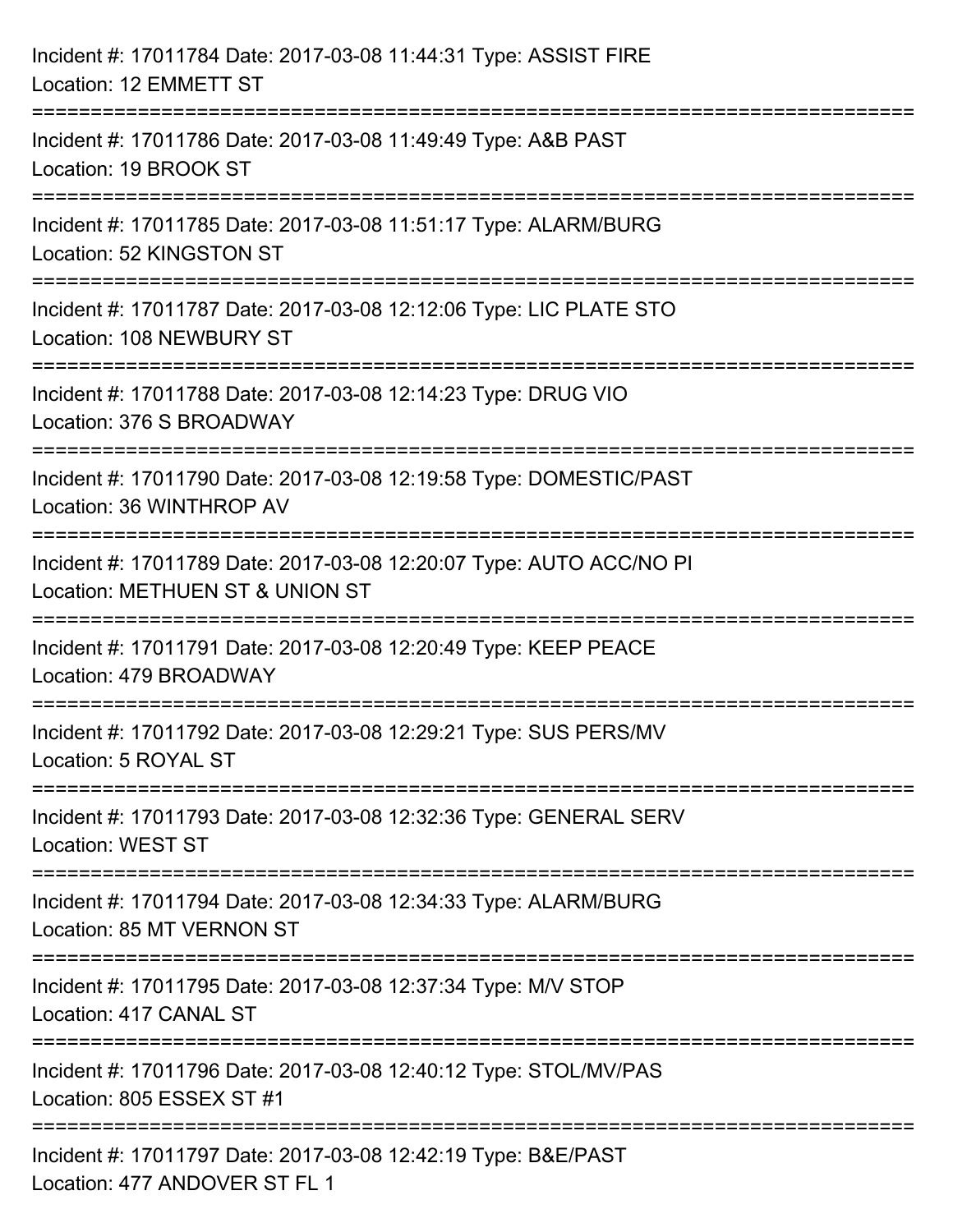Incident #: 17011784 Date: 2017-03-08 11:44:31 Type: ASSIST FIRE
Location: 12 EMMETT ST

===========================================================================

Incident #: 17011786 Date: 2017-03-08 11:49:49 Type: A&B PAST
Location: 19 BROOK ST

===========================================================================

Incident #: 17011785 Date: 2017-03-08 11:51:17 Type: ALARM/BURG
Location: 52 KINGSTON ST

===========================================================================

Incident #: 17011787 Date: 2017-03-08 12:12:06 Type: LIC PLATE STO
Location: 108 NEWBURY ST

===========================================================================

Incident #: 17011788 Date: 2017-03-08 12:14:23 Type: DRUG VIO
Location: 376 S BROADWAY

===========================================================================

Incident #: 17011790 Date: 2017-03-08 12:19:58 Type: DOMESTIC/PAST
Location: 36 WINTHROP AV

===========================================================================

Incident #: 17011789 Date: 2017-03-08 12:20:07 Type: AUTO ACC/NO PI
Location: METHUEN ST & UNION ST

===========================================================================

Incident #: 17011791 Date: 2017-03-08 12:20:49 Type: KEEP PEACE
Location: 479 BROADWAY

===========================================================================

Incident #: 17011792 Date: 2017-03-08 12:29:21 Type: SUS PERS/MV
Location: 5 ROYAL ST

===========================================================================

Incident #: 17011793 Date: 2017-03-08 12:32:36 Type: GENERAL SERV
Location: WEST ST

===========================================================================

Incident #: 17011794 Date: 2017-03-08 12:34:33 Type: ALARM/BURG
Location: 85 MT VERNON ST

===========================================================================

Incident #: 17011795 Date: 2017-03-08 12:37:34 Type: M/V STOP
Location: 417 CANAL ST

===========================================================================

Incident #: 17011796 Date: 2017-03-08 12:40:12 Type: STOL/MV/PAS
Location: 805 ESSEX ST #1

===========================================================================

Incident #: 17011797 Date: 2017-03-08 12:42:19 Type: B&E/PAST
Location: 477 ANDOVER ST FL 1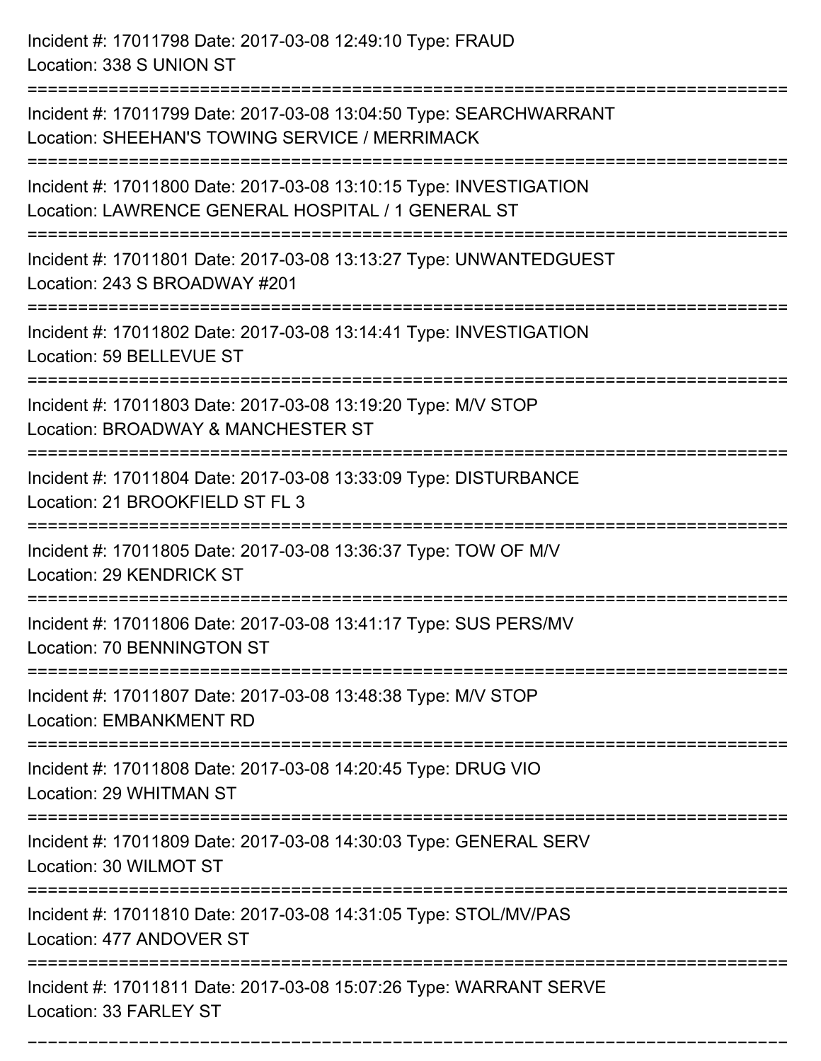Incident #: 17011798 Date: 2017-03-08 12:49:10 Type: FRAUD
Location: 338 S UNION ST

===========================================================================

Incident #: 17011799 Date: 2017-03-08 13:04:50 Type: SEARCHWARRANT
Location: SHEEHAN'S TOWING SERVICE / MERRIMACK

===========================================================================

Incident #: 17011800 Date: 2017-03-08 13:10:15 Type: INVESTIGATION
Location: LAWRENCE GENERAL HOSPITAL / 1 GENERAL ST

===========================================================================

Incident #: 17011801 Date: 2017-03-08 13:13:27 Type: UNWANTEDGUEST
Location: 243 S BROADWAY #201

===========================================================================

Incident #: 17011802 Date: 2017-03-08 13:14:41 Type: INVESTIGATION
Location: 59 BELLEVUE ST

===========================================================================

Incident #: 17011803 Date: 2017-03-08 13:19:20 Type: M/V STOP
Location: BROADWAY & MANCHESTER ST

===========================================================================

Incident #: 17011804 Date: 2017-03-08 13:33:09 Type: DISTURBANCE
Location: 21 BROOKFIELD ST FL 3

===========================================================================

Incident #: 17011805 Date: 2017-03-08 13:36:37 Type: TOW OF M/V
Location: 29 KENDRICK ST

===========================================================================

Incident #: 17011806 Date: 2017-03-08 13:41:17 Type: SUS PERS/MV
Location: 70 BENNINGTON ST

===========================================================================

Incident #: 17011807 Date: 2017-03-08 13:48:38 Type: M/V STOP
Location: EMBANKMENT RD

===========================================================================

Incident #: 17011808 Date: 2017-03-08 14:20:45 Type: DRUG VIO
Location: 29 WHITMAN ST

===========================================================================

Incident #: 17011809 Date: 2017-03-08 14:30:03 Type: GENERAL SERV
Location: 30 WILMOT ST

===========================================================================

Incident #: 17011810 Date: 2017-03-08 14:31:05 Type: STOL/MV/PAS
Location: 477 ANDOVER ST

===========================================================================

Incident #: 17011811 Date: 2017-03-08 15:07:26 Type: WARRANT SERVE
Location: 33 FARLEY ST

===========================================================================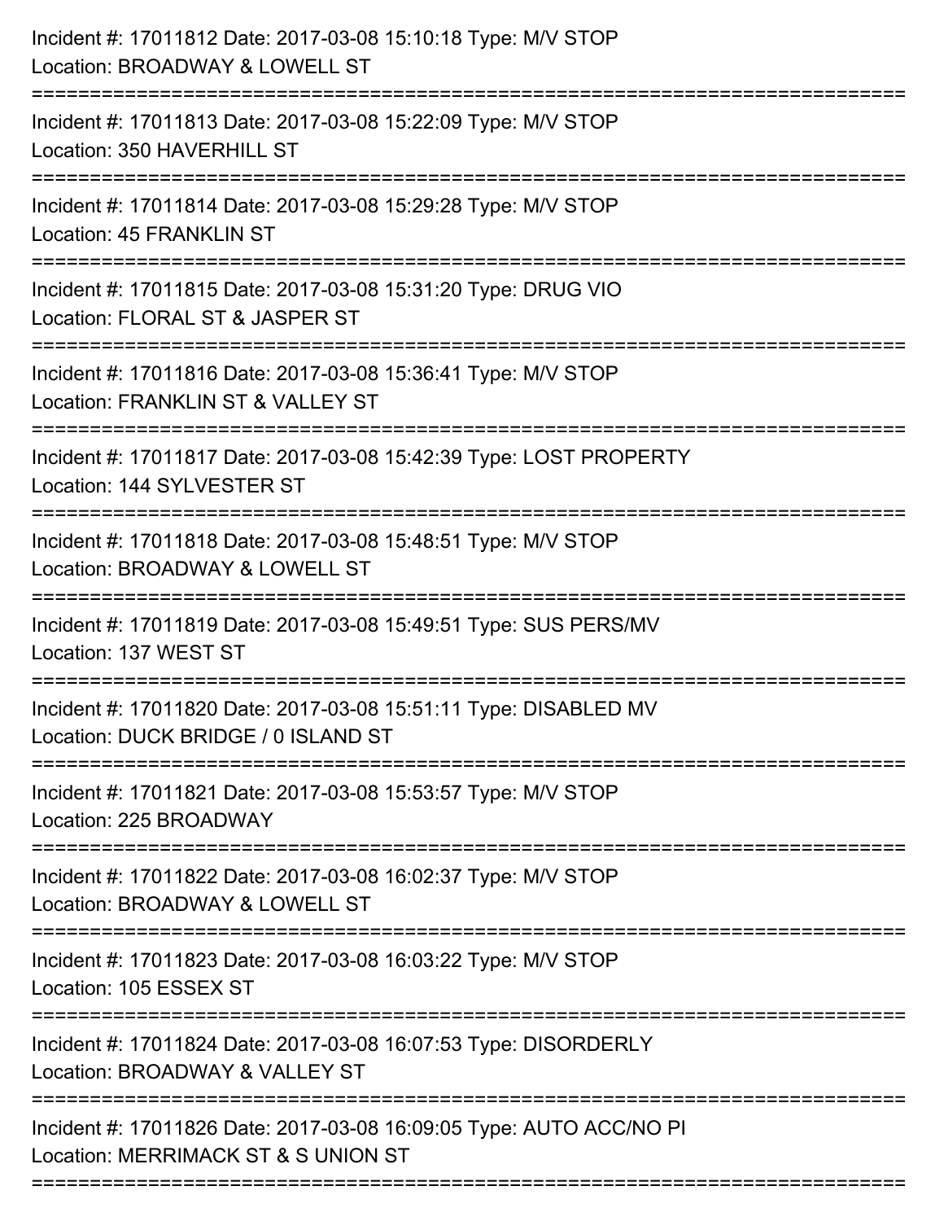Incident #: 17011812 Date: 2017-03-08 15:10:18 Type: M/V STOP
Location: BROADWAY & LOWELL ST

===========================================================================

Incident #: 17011813 Date: 2017-03-08 15:22:09 Type: M/V STOP
Location: 350 HAVERHILL ST

===========================================================================

Incident #: 17011814 Date: 2017-03-08 15:29:28 Type: M/V STOP
Location: 45 FRANKLIN ST

===========================================================================

Incident #: 17011815 Date: 2017-03-08 15:31:20 Type: DRUG VIO
Location: FLORAL ST & JASPER ST

===========================================================================

Incident #: 17011816 Date: 2017-03-08 15:36:41 Type: M/V STOP
Location: FRANKLIN ST & VALLEY ST

===========================================================================

Incident #: 17011817 Date: 2017-03-08 15:42:39 Type: LOST PROPERTY
Location: 144 SYLVESTER ST

===========================================================================

Incident #: 17011818 Date: 2017-03-08 15:48:51 Type: M/V STOP
Location: BROADWAY & LOWELL ST

===========================================================================

Incident #: 17011819 Date: 2017-03-08 15:49:51 Type: SUS PERS/MV
Location: 137 WEST ST

===========================================================================

Incident #: 17011820 Date: 2017-03-08 15:51:11 Type: DISABLED MV
Location: DUCK BRIDGE / 0 ISLAND ST

===========================================================================

Incident #: 17011821 Date: 2017-03-08 15:53:57 Type: M/V STOP
Location: 225 BROADWAY

===========================================================================

Incident #: 17011822 Date: 2017-03-08 16:02:37 Type: M/V STOP
Location: BROADWAY & LOWELL ST

===========================================================================

Incident #: 17011823 Date: 2017-03-08 16:03:22 Type: M/V STOP
Location: 105 ESSEX ST

===========================================================================

Incident #: 17011824 Date: 2017-03-08 16:07:53 Type: DISORDERLY
Location: BROADWAY & VALLEY ST

===========================================================================

Incident #: 17011826 Date: 2017-03-08 16:09:05 Type: AUTO ACC/NO PI
Location: MERRIMACK ST & S UNION ST

===========================================================================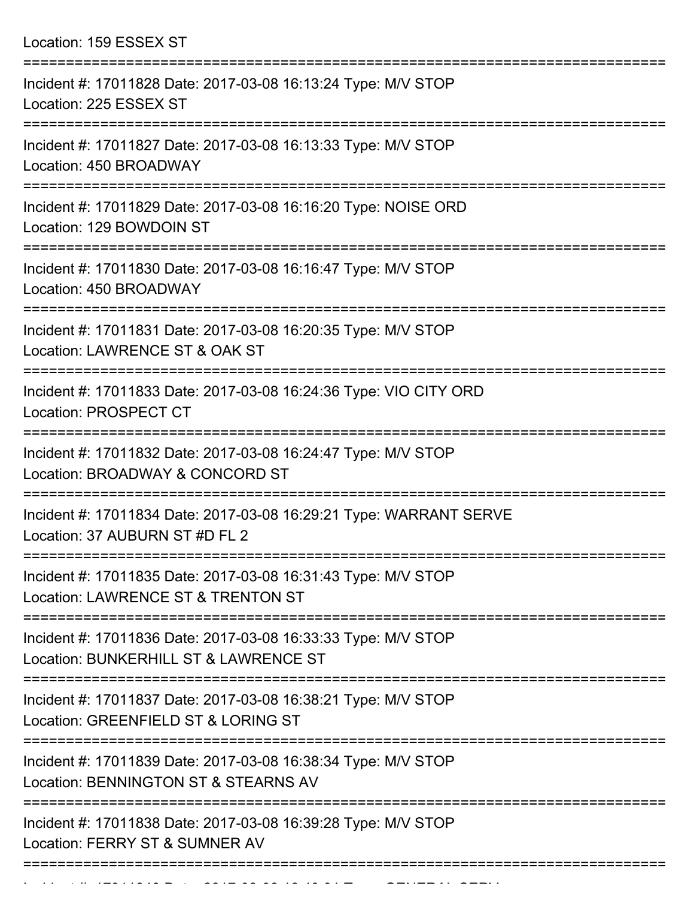Location: 159 ESSEX ST

===========================================================================

Incident #: 17011828 Date: 2017-03-08 16:13:24 Type: M/V STOP
Location: 225 ESSEX ST

===========================================================================

Incident #: 17011827 Date: 2017-03-08 16:13:33 Type: M/V STOP
Location: 450 BROADWAY

===========================================================================

Incident #: 17011829 Date: 2017-03-08 16:16:20 Type: NOISE ORD
Location: 129 BOWDOIN ST

===========================================================================

Incident #: 17011830 Date: 2017-03-08 16:16:47 Type: M/V STOP
Location: 450 BROADWAY

===========================================================================

Incident #: 17011831 Date: 2017-03-08 16:20:35 Type: M/V STOP
Location: LAWRENCE ST & OAK ST

===========================================================================

Incident #: 17011833 Date: 2017-03-08 16:24:36 Type: VIO CITY ORD
Location: PROSPECT CT

===========================================================================

Incident #: 17011832 Date: 2017-03-08 16:24:47 Type: M/V STOP
Location: BROADWAY & CONCORD ST

===========================================================================

Incident #: 17011834 Date: 2017-03-08 16:29:21 Type: WARRANT SERVE
Location: 37 AUBURN ST #D FL 2

===========================================================================

Incident #: 17011835 Date: 2017-03-08 16:31:43 Type: M/V STOP
Location: LAWRENCE ST & TRENTON ST

===========================================================================

Incident #: 17011836 Date: 2017-03-08 16:33:33 Type: M/V STOP
Location: BUNKERHILL ST & LAWRENCE ST

===========================================================================

Incident #: 17011837 Date: 2017-03-08 16:38:21 Type: M/V STOP
Location: GREENFIELD ST & LORING ST

===========================================================================

Incident #: 17011839 Date: 2017-03-08 16:38:34 Type: M/V STOP
Location: BENNINGTON ST & STEARNS AV

===========================================================================

Incident #: 17011838 Date: 2017-03-08 16:39:28 Type: M/V STOP
Location: FERRY ST & SUMNER AV

===========================================================================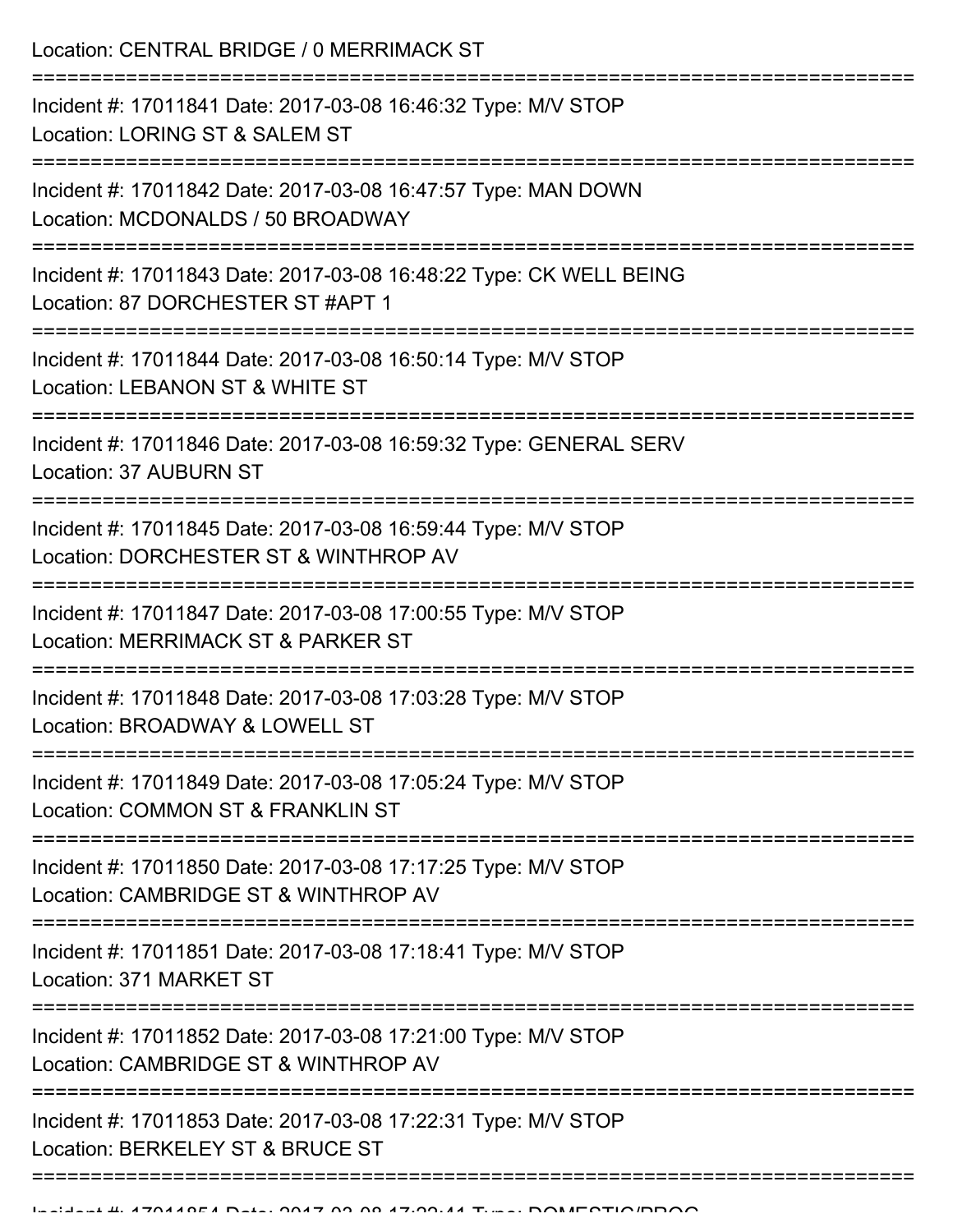Location: CENTRAL BRIDGE / 0 MERRIMACK ST

===========================================================================

Incident #: 17011841 Date: 2017-03-08 16:46:32 Type: M/V STOP
Location: LORING ST & SALEM ST

===========================================================================

Incident #: 17011842 Date: 2017-03-08 16:47:57 Type: MAN DOWN
Location: MCDONALDS / 50 BROADWAY

===========================================================================

Incident #: 17011843 Date: 2017-03-08 16:48:22 Type: CK WELL BEING
Location: 87 DORCHESTER ST #APT 1

===========================================================================

Incident #: 17011844 Date: 2017-03-08 16:50:14 Type: M/V STOP
Location: LEBANON ST & WHITE ST

===========================================================================

Incident #: 17011846 Date: 2017-03-08 16:59:32 Type: GENERAL SERV
Location: 37 AUBURN ST

===========================================================================

Incident #: 17011845 Date: 2017-03-08 16:59:44 Type: M/V STOP
Location: DORCHESTER ST & WINTHROP AV

===========================================================================

Incident #: 17011847 Date: 2017-03-08 17:00:55 Type: M/V STOP
Location: MERRIMACK ST & PARKER ST

===========================================================================

Incident #: 17011848 Date: 2017-03-08 17:03:28 Type: M/V STOP
Location: BROADWAY & LOWELL ST

===========================================================================

Incident #: 17011849 Date: 2017-03-08 17:05:24 Type: M/V STOP
Location: COMMON ST & FRANKLIN ST

===========================================================================

Incident #: 17011850 Date: 2017-03-08 17:17:25 Type: M/V STOP
Location: CAMBRIDGE ST & WINTHROP AV

===========================================================================

Incident #: 17011851 Date: 2017-03-08 17:18:41 Type: M/V STOP
Location: 371 MARKET ST

===========================================================================

Incident #: 17011852 Date: 2017-03-08 17:21:00 Type: M/V STOP
Location: CAMBRIDGE ST & WINTHROP AV

===========================================================================

Incident #: 17011853 Date: 2017-03-08 17:22:31 Type: M/V STOP
Location: BERKELEY ST & BRUCE ST

===========================================================================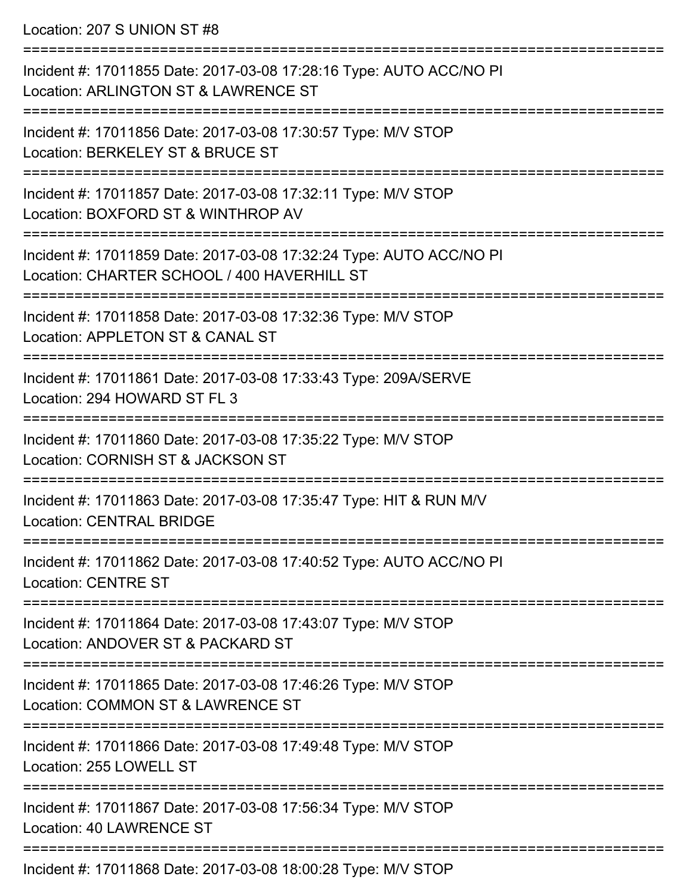Location: 207 S UNION ST #8

===========================================================================

Incident #: 17011855 Date: 2017-03-08 17:28:16 Type: AUTO ACC/NO PI
Location: ARLINGTON ST & LAWRENCE ST

===========================================================================

Incident #: 17011856 Date: 2017-03-08 17:30:57 Type: M/V STOP
Location: BERKELEY ST & BRUCE ST

===========================================================================

Incident #: 17011857 Date: 2017-03-08 17:32:11 Type: M/V STOP
Location: BOXFORD ST & WINTHROP AV

===========================================================================

Incident #: 17011859 Date: 2017-03-08 17:32:24 Type: AUTO ACC/NO PI
Location: CHARTER SCHOOL / 400 HAVERHILL ST

===========================================================================

Incident #: 17011858 Date: 2017-03-08 17:32:36 Type: M/V STOP
Location: APPLETON ST & CANAL ST

===========================================================================

Incident #: 17011861 Date: 2017-03-08 17:33:43 Type: 209A/SERVE
Location: 294 HOWARD ST FL 3

===========================================================================

Incident #: 17011860 Date: 2017-03-08 17:35:22 Type: M/V STOP
Location: CORNISH ST & JACKSON ST

===========================================================================

Incident #: 17011863 Date: 2017-03-08 17:35:47 Type: HIT & RUN M/V
Location: CENTRAL BRIDGE

===========================================================================

Incident #: 17011862 Date: 2017-03-08 17:40:52 Type: AUTO ACC/NO PI
Location: CENTRE ST

===========================================================================

Incident #: 17011864 Date: 2017-03-08 17:43:07 Type: M/V STOP
Location: ANDOVER ST & PACKARD ST

===========================================================================

Incident #: 17011865 Date: 2017-03-08 17:46:26 Type: M/V STOP
Location: COMMON ST & LAWRENCE ST

===========================================================================

Incident #: 17011866 Date: 2017-03-08 17:49:48 Type: M/V STOP
Location: 255 LOWELL ST

===========================================================================

Incident #: 17011867 Date: 2017-03-08 17:56:34 Type: M/V STOP
Location: 40 LAWRENCE ST

===========================================================================

Incident #: 17011868 Date: 2017-03-08 18:00:28 Type: M/V STOP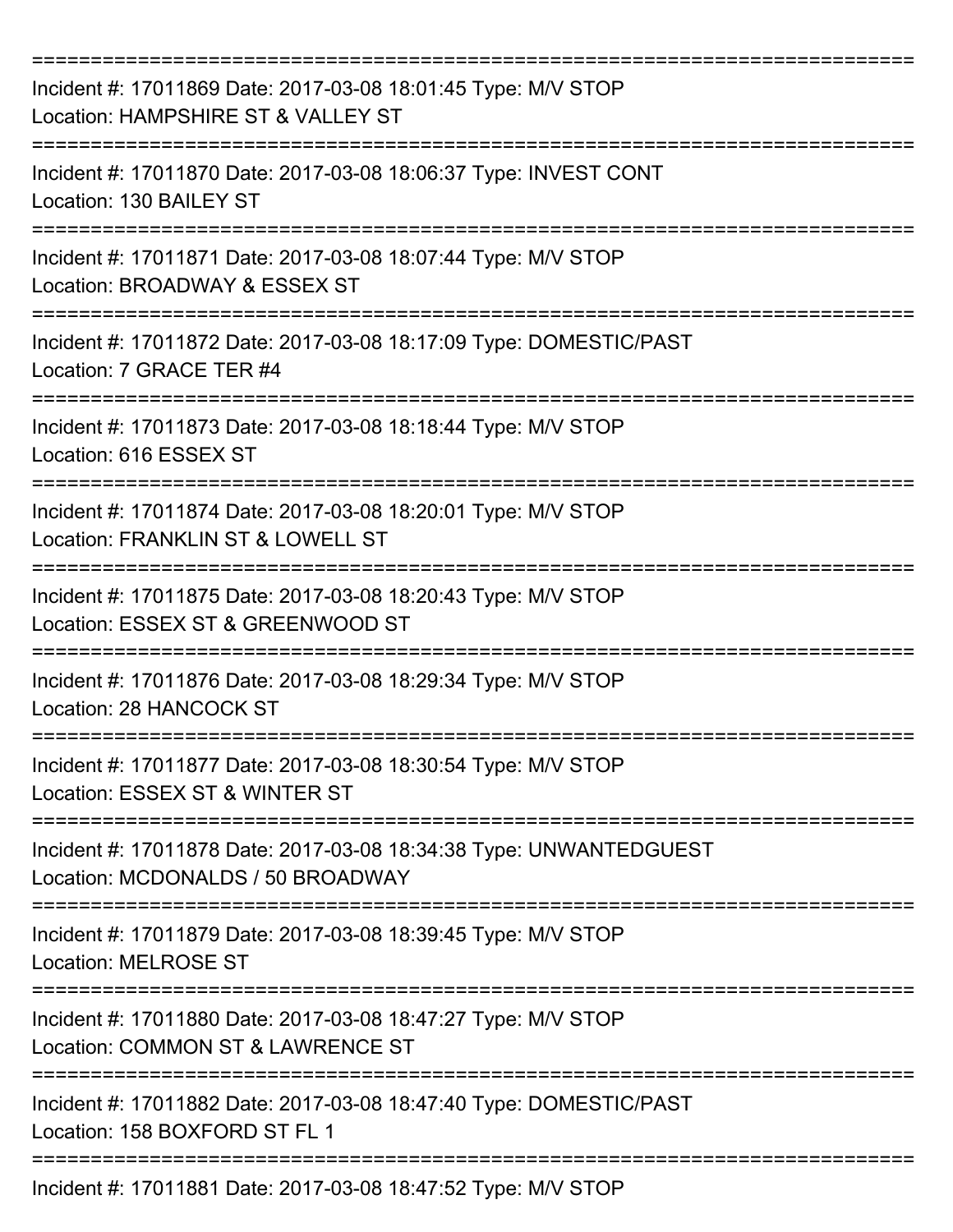===========================================================================

Incident #: 17011869 Date: 2017-03-08 18:01:45 Type: M/V STOP
Location: HAMPSHIRE ST & VALLEY ST

===========================================================================

Incident #: 17011870 Date: 2017-03-08 18:06:37 Type: INVEST CONT
Location: 130 BAILEY ST

===========================================================================

Incident #: 17011871 Date: 2017-03-08 18:07:44 Type: M/V STOP
Location: BROADWAY & ESSEX ST

===========================================================================

Incident #: 17011872 Date: 2017-03-08 18:17:09 Type: DOMESTIC/PAST
Location: 7 GRACE TER #4

===========================================================================

Incident #: 17011873 Date: 2017-03-08 18:18:44 Type: M/V STOP
Location: 616 ESSEX ST

===========================================================================

Incident #: 17011874 Date: 2017-03-08 18:20:01 Type: M/V STOP
Location: FRANKLIN ST & LOWELL ST

===========================================================================

Incident #: 17011875 Date: 2017-03-08 18:20:43 Type: M/V STOP
Location: ESSEX ST & GREENWOOD ST

===========================================================================

Incident #: 17011876 Date: 2017-03-08 18:29:34 Type: M/V STOP
Location: 28 HANCOCK ST

===========================================================================

Incident #: 17011877 Date: 2017-03-08 18:30:54 Type: M/V STOP
Location: ESSEX ST & WINTER ST

===========================================================================

Incident #: 17011878 Date: 2017-03-08 18:34:38 Type: UNWANTEDGUEST
Location: MCDONALDS / 50 BROADWAY

===========================================================================

Incident #: 17011879 Date: 2017-03-08 18:39:45 Type: M/V STOP
Location: MELROSE ST

===========================================================================

Incident #: 17011880 Date: 2017-03-08 18:47:27 Type: M/V STOP
Location: COMMON ST & LAWRENCE ST

===========================================================================

Incident #: 17011882 Date: 2017-03-08 18:47:40 Type: DOMESTIC/PAST
Location: 158 BOXFORD ST FL 1

===========================================================================

Incident #: 17011881 Date: 2017-03-08 18:47:52 Type: M/V STOP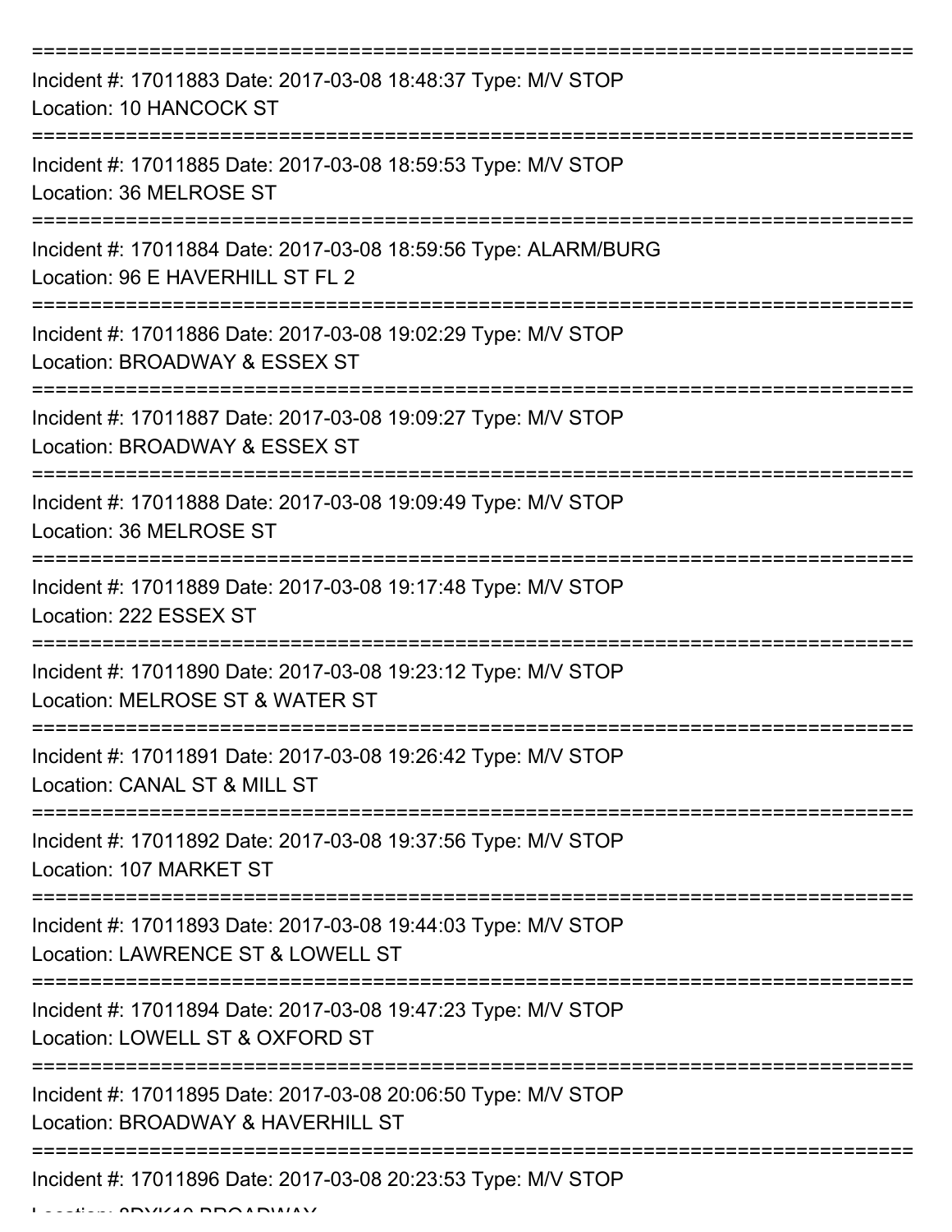===========================================================================

Incident #: 17011883 Date: 2017-03-08 18:48:37 Type: M/V STOP
Location: 10 HANCOCK ST

===========================================================================

Incident #: 17011885 Date: 2017-03-08 18:59:53 Type: M/V STOP
Location: 36 MELROSE ST

===========================================================================

Incident #: 17011884 Date: 2017-03-08 18:59:56 Type: ALARM/BURG
Location: 96 E HAVERHILL ST FL 2

===========================================================================

Incident #: 17011886 Date: 2017-03-08 19:02:29 Type: M/V STOP
Location: BROADWAY & ESSEX ST

===========================================================================

Incident #: 17011887 Date: 2017-03-08 19:09:27 Type: M/V STOP
Location: BROADWAY & ESSEX ST

===========================================================================

Incident #: 17011888 Date: 2017-03-08 19:09:49 Type: M/V STOP
Location: 36 MELROSE ST

===========================================================================

Incident #: 17011889 Date: 2017-03-08 19:17:48 Type: M/V STOP
Location: 222 ESSEX ST

===========================================================================

Incident #: 17011890 Date: 2017-03-08 19:23:12 Type: M/V STOP
Location: MELROSE ST & WATER ST

===========================================================================

Incident #: 17011891 Date: 2017-03-08 19:26:42 Type: M/V STOP
Location: CANAL ST & MILL ST

===========================================================================

Incident #: 17011892 Date: 2017-03-08 19:37:56 Type: M/V STOP
Location: 107 MARKET ST

===========================================================================

Incident #: 17011893 Date: 2017-03-08 19:44:03 Type: M/V STOP
Location: LAWRENCE ST & LOWELL ST

===========================================================================

Incident #: 17011894 Date: 2017-03-08 19:47:23 Type: M/V STOP
Location: LOWELL ST & OXFORD ST

===========================================================================

Incident #: 17011895 Date: 2017-03-08 20:06:50 Type: M/V STOP
Location: BROADWAY & HAVERHILL ST

===========================================================================

Incident #: 17011896 Date: 2017-03-08 20:23:53 Type: M/V STOP
Location: 8DYK10 BROADWAY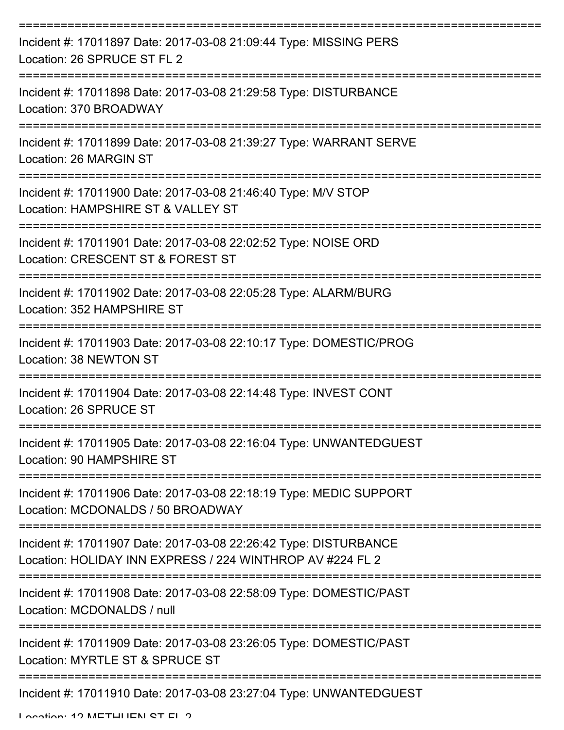===========================================================================

Incident #: 17011897 Date: 2017-03-08 21:09:44 Type: MISSING PERS
Location: 26 SPRUCE ST FL 2

===========================================================================

Incident #: 17011898 Date: 2017-03-08 21:29:58 Type: DISTURBANCE
Location: 370 BROADWAY

===========================================================================

Incident #: 17011899 Date: 2017-03-08 21:39:27 Type: WARRANT SERVE
Location: 26 MARGIN ST

===========================================================================

Incident #: 17011900 Date: 2017-03-08 21:46:40 Type: M/V STOP
Location: HAMPSHIRE ST & VALLEY ST

===========================================================================

Incident #: 17011901 Date: 2017-03-08 22:02:52 Type: NOISE ORD
Location: CRESCENT ST & FOREST ST

===========================================================================

Incident #: 17011902 Date: 2017-03-08 22:05:28 Type: ALARM/BURG
Location: 352 HAMPSHIRE ST

===========================================================================

Incident #: 17011903 Date: 2017-03-08 22:10:17 Type: DOMESTIC/PROG
Location: 38 NEWTON ST

===========================================================================

Incident #: 17011904 Date: 2017-03-08 22:14:48 Type: INVEST CONT
Location: 26 SPRUCE ST

===========================================================================

Incident #: 17011905 Date: 2017-03-08 22:16:04 Type: UNWANTEDGUEST
Location: 90 HAMPSHIRE ST

===========================================================================

Incident #: 17011906 Date: 2017-03-08 22:18:19 Type: MEDIC SUPPORT
Location: MCDONALDS / 50 BROADWAY

===========================================================================

Incident #: 17011907 Date: 2017-03-08 22:26:42 Type: DISTURBANCE
Location: HOLIDAY INN EXPRESS / 224 WINTHROP AV #224 FL 2

===========================================================================

Incident #: 17011908 Date: 2017-03-08 22:58:09 Type: DOMESTIC/PAST
Location: MCDONALDS / null

===========================================================================

Incident #: 17011909 Date: 2017-03-08 23:26:05 Type: DOMESTIC/PAST
Location: MYRTLE ST & SPRUCE ST

===========================================================================

Incident #: 17011910 Date: 2017-03-08 23:27:04 Type: UNWANTEDGUEST
Location: 12 METHUEN ST FL 2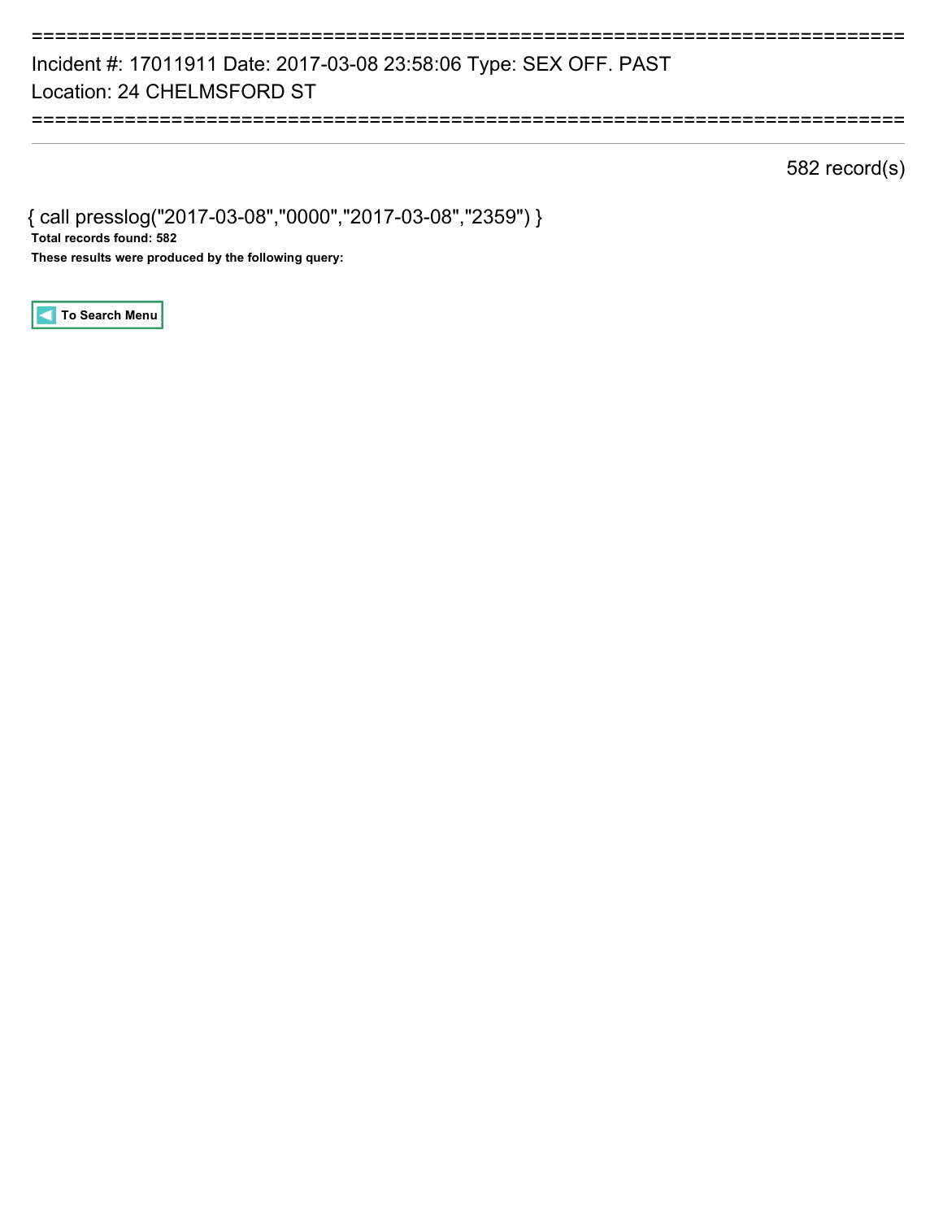===========================================================================

Incident #: 17011911 Date: 2017-03-08 23:58:06 Type: SEX OFF. PAST
Location: 24 CHELMSFORD ST

===========================================================================

---

582 record(s)

{ call presslog("2017-03-08","0000","2017-03-08","2359") }

**Total records found: 582**

**These results were produced by the following query:**

**To Search Menu**